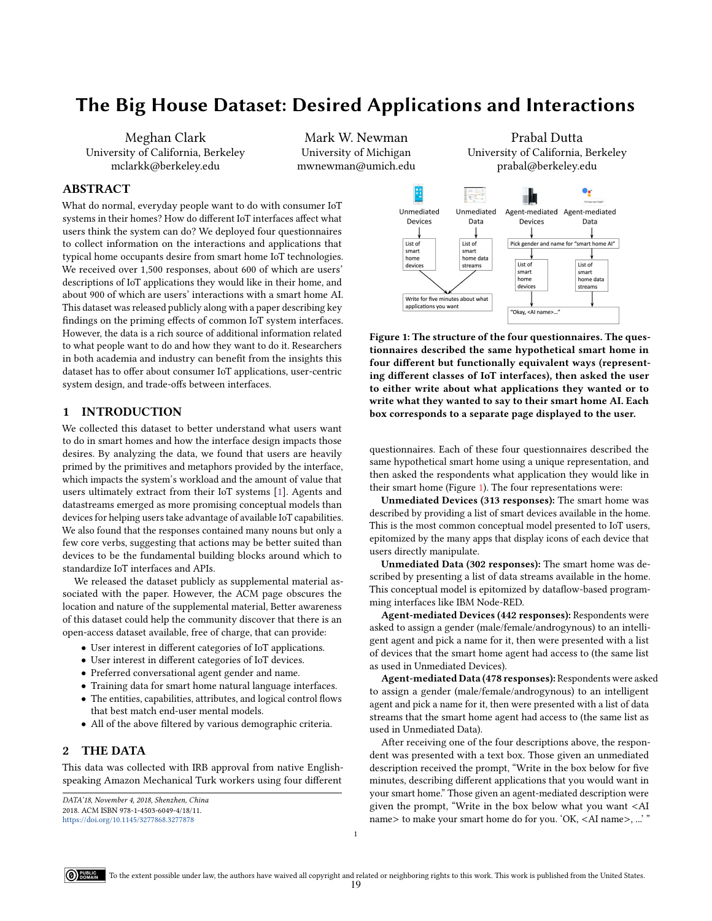# The Big House Dataset: Desired Applications and Interactions

Meghan Clark
University of California, Berkeley
mclarkk@berkeley.edu

Mark W. Newman
University of Michigan
mwnewman@umich.edu

Prabal Dutta
University of California, Berkeley
prabal@berkeley.edu

## ABSTRACT

What do normal, everyday people want to do with consumer IoT systems in their homes? How do different IoT interfaces affect what users think the system can do? We deployed four questionnaires to collect information on the interactions and applications that typical home occupants desire from smart home IoT technologies. We received over 1,500 responses, about 600 of which are users' descriptions of IoT applications they would like in their home, and about 900 of which are users' interactions with a smart home AI. This dataset was released publicly along with a paper describing key findings on the priming effects of common IoT system interfaces. However, the data is a rich source of additional information related to what people want to do and how they want to do it. Researchers in both academia and industry can benefit from the insights this dataset has to offer about consumer IoT applications, user-centric system design, and trade-offs between interfaces.

## 1 INTRODUCTION

We collected this dataset to better understand what users want to do in smart homes and how the interface design impacts those desires. By analyzing the data, we found that users are heavily primed by the primitives and metaphors provided by the interface, which impacts the system's workload and the amount of value that users ultimately extract from their IoT systems [1]. Agents and datastreams emerged as more promising conceptual models than devices for helping users take advantage of available IoT capabilities. We also found that the responses contained many nouns but only a few core verbs, suggesting that actions may be better suited than devices to be the fundamental building blocks around which to standardize IoT interfaces and APIs.

We released the dataset publicly as supplemental material associated with the paper. However, the ACM page obscures the location and nature of the supplemental material, Better awareness of this dataset could help the community discover that there is an open-access dataset available, free of charge, that can provide:

- User interest in different categories of IoT applications.
- User interest in different categories of IoT devices.
- Preferred conversational agent gender and name.
- Training data for smart home natural language interfaces.
- The entities, capabilities, attributes, and logical control flows that best match end-user mental models.
- All of the above filtered by various demographic criteria.

## 2 THE DATA

This data was collected with IRB approval from native English-speaking Amazon Mechanical Turk workers using four different questionnaires. Each of these four questionnaires described the same hypothetical smart home using a unique representation, and then asked the respondents what application they would like in their smart home (Figure 1). The four representations were:

Unmediated Devices | Unmediated Data | Agent-mediated Devices | Agent-mediated Data

List of smart home devices | List of smart home data streams | Pick gender and name for "smart home AI" | List of smart home devices | List of smart home data streams

Write for five minutes about what applications you want | "Okay, <AI name>..."

**Figure 1: The structure of the four questionnaires. The questionnaires described the same hypothetical smart home in four different but functionally equivalent ways (representing different classes of IoT interfaces), then asked the user to either write about what applications they wanted or to write what they wanted to say to their smart home AI. Each box corresponds to a separate page displayed to the user.**

**Unmediated Devices (313 responses):** The smart home was described by providing a list of smart devices available in the home. This is the most common conceptual model presented to IoT users, epitomized by the many apps that display icons of each device that users directly manipulate.

**Unmediated Data (302 responses):** The smart home was described by presenting a list of data streams available in the home. This conceptual model is epitomized by dataflow-based programming interfaces like IBM Node-RED.

**Agent-mediated Devices (442 responses):** Respondents were asked to assign a gender (male/female/androgynous) to an intelligent agent and pick a name for it, then were presented with a list of devices that the smart home agent had access to (the same list as used in Unmediated Devices).

**Agent-mediated Data (478 responses):** Respondents were asked to assign a gender (male/female/androgynous) to an intelligent agent and pick a name for it, then were presented with a list of data streams that the smart home agent had access to (the same list as used in Unmediated Data).

After receiving one of the four descriptions above, the respondent was presented with a text box. Those given an unmediated description received the prompt, "Write in the box below for five minutes, describing different applications that you would want in your smart home." Those given an agent-mediated description were given the prompt, "Write in the box below what you want <AI name> to make your smart home do for you. 'OK, <AI name>, ...' "

*DATA'18, November 4, 2018, Shenzhen, China*
2018. ACM ISBN 978-1-4503-6049-4/18/11.
https://doi.org/10.1145/3277868.3277878

To the extent possible under law, the authors have waived all copyright and related or neighboring rights to this work. This work is published from the United States.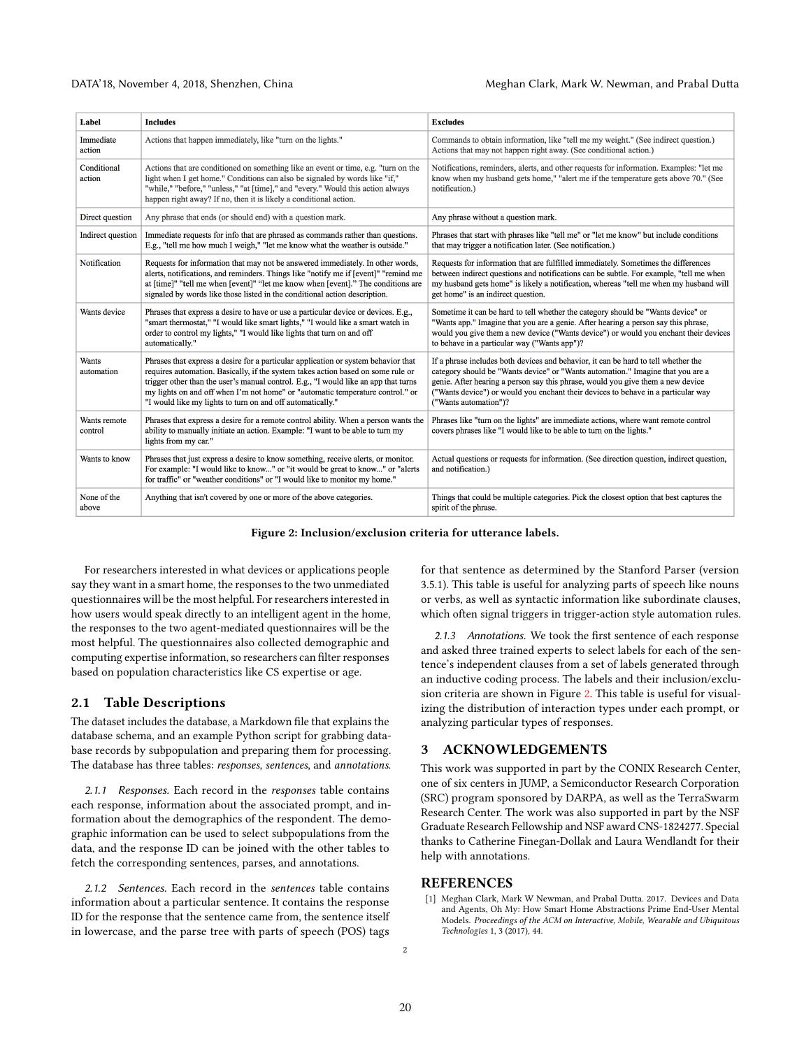| Label | Includes | Excludes |
|---|---|---|
| Immediate action | Actions that happen immediately, like "turn on the lights." | Commands to obtain information, like "tell me my weight." (See indirect question.) Actions that may not happen right away. (See conditional action.) |
| Conditional action | Actions that are conditioned on something like an event or time, e.g. "turn on the light when I get home." Conditions can also be signaled by words like "if," "while," "before," "unless," "at [time]," and "every." Would this action always happen right away? If no, then it is likely a conditional action. | Notifications, reminders, alerts, and other requests for information. Examples: "let me know when my husband gets home," "alert me if the temperature gets above 70." (See notification.) |
| Direct question | Any phrase that ends (or should end) with a question mark. | Any phrase without a question mark. |
| Indirect question | Immediate requests for info that are phrased as commands rather than questions. E.g., "tell me how much I weigh," "let me know what the weather is outside." | Phrases that start with phrases like "tell me" or "let me know" but include conditions that may trigger a notification later. (See notification.) |
| Notification | Requests for information that may not be answered immediately. In other words, alerts, notifications, and reminders. Things like "notify me if [event]" "remind me at [time]" "tell me when [event]" "let me know when [event]." The conditions are signaled by words like those listed in the conditional action description. | Requests for information that are fulfilled immediately. Sometimes the differences between indirect questions and notifications can be subtle. For example, "tell me when my husband gets home" is likely a notification, whereas "tell me when my husband will get home" is an indirect question. |
| Wants device | Phrases that express a desire to have or use a particular device or devices. E.g., "smart thermostat," "I would like smart lights," "I would like a smart watch in order to control my lights," "I would like lights that turn on and off automatically." | Sometime it can be hard to tell whether the category should be "Wants device" or "Wants app." Imagine that you are a genie. After hearing a person say this phrase, would you give them a new device ("Wants device") or would you enchant their devices to behave in a particular way ("Wants app")? |
| Wants automation | Phrases that express a desire for a particular application or system behavior that requires automation. Basically, if the system takes action based on some rule or trigger other than the user's manual control. E.g., "I would like an app that turns my lights on and off when I'm not home" or "automatic temperature control." or "I would like my lights to turn on and off automatically." | If a phrase includes both devices and behavior, it can be hard to tell whether the category should be "Wants device" or "Wants automation." Imagine that you are a genie. After hearing a person say this phrase, would you give them a new device ("Wants device") or would you enchant their devices to behave in a particular way ("Wants automation")? |
| Wants remote control | Phrases that express a desire for a remote control ability. When a person wants the ability to manually initiate an action. Example: "I want to be able to turn my lights from my car." | Phrases like "turn on the lights" are immediate actions, where want remote control covers phrases like "I would like to be able to turn on the lights." |
| Wants to know | Phrases that just express a desire to know something, receive alerts, or monitor. For example: "I would like to know..." or "it would be great to know..." or "alerts for traffic" or "weather conditions" or "I would like to monitor my home." | Actual questions or requests for information. (See direction question, indirect question, and notification.) |
| None of the above | Anything that isn't covered by one or more of the above categories. | Things that could be multiple categories. Pick the closest option that best captures the spirit of the phrase. |

**Figure 2: Inclusion/exclusion criteria for utterance labels.**

For researchers interested in what devices or applications people say they want in a smart home, the responses to the two unmediated questionnaires will be the most helpful. For researchers interested in how users would speak directly to an intelligent agent in the home, the responses to the two agent-mediated questionnaires will be the most helpful. The questionnaires also collected demographic and computing expertise information, so researchers can filter responses based on population characteristics like CS expertise or age.

## 2.1 Table Descriptions

The dataset includes the database, a Markdown file that explains the database schema, and an example Python script for grabbing database records by subpopulation and preparing them for processing. The database has three tables: *responses*, *sentences*, and *annotations*.

*2.1.1 Responses.* Each record in the *responses* table contains each response, information about the associated prompt, and information about the demographics of the respondent. The demographic information can be used to select subpopulations from the data, and the response ID can be joined with the other tables to fetch the corresponding sentences, parses, and annotations.

*2.1.2 Sentences.* Each record in the *sentences* table contains information about a particular sentence. It contains the response ID for the response that the sentence came from, the sentence itself in lowercase, and the parse tree with parts of speech (POS) tags for that sentence as determined by the Stanford Parser (version 3.5.1). This table is useful for analyzing parts of speech like nouns or verbs, as well as syntactic information like subordinate clauses, which often signal triggers in trigger-action style automation rules.

*2.1.3 Annotations.* We took the first sentence of each response and asked three trained experts to select labels for each of the sentence's independent clauses from a set of labels generated through an inductive coding process. The labels and their inclusion/exclusion criteria are shown in Figure 2. This table is useful for visualizing the distribution of interaction types under each prompt, or analyzing particular types of responses.

## 3 ACKNOWLEDGEMENTS

This work was supported in part by the CONIX Research Center, one of six centers in JUMP, a Semiconductor Research Corporation (SRC) program sponsored by DARPA, as well as the TerraSwarm Research Center. The work was also supported in part by the NSF Graduate Research Fellowship and NSF award CNS-1824277. Special thanks to Catherine Finegan-Dollak and Laura Wendlandt for their help with annotations.

## REFERENCES

[1] Meghan Clark, Mark W Newman, and Prabal Dutta. 2017. Devices and Data and Agents, Oh My: How Smart Home Abstractions Prime End-User Mental Models. *Proceedings of the ACM on Interactive, Mobile, Wearable and Ubiquitous Technologies* 1, 3 (2017), 44.